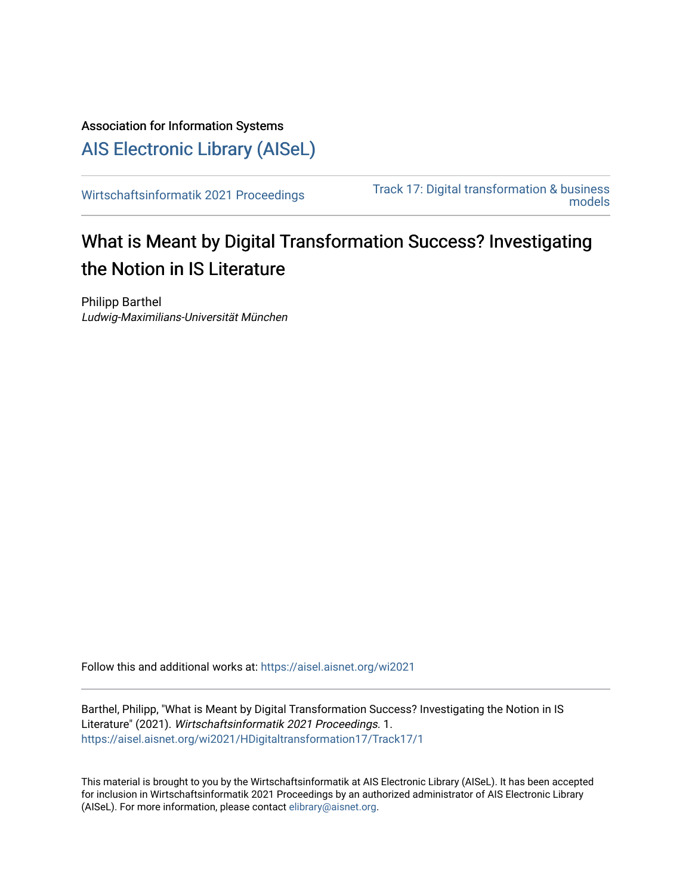Association for Information Systems

# AIS Electronic Library (AISeL)

Wirtschaftsinformatik 2021 Proceedings

Track 17: Digital transformation & business models

## What is Meant by Digital Transformation Success? Investigating the Notion in IS Literature

Philipp Barthel
*Ludwig-Maximilians-Universität München*

Follow this and additional works at: https://aisel.aisnet.org/wi2021

Barthel, Philipp, "What is Meant by Digital Transformation Success? Investigating the Notion in IS Literature" (2021). *Wirtschaftsinformatik 2021 Proceedings*. 1.
https://aisel.aisnet.org/wi2021/HDigitaltransformation17/Track17/1

This material is brought to you by the Wirtschaftsinformatik at AIS Electronic Library (AISeL). It has been accepted for inclusion in Wirtschaftsinformatik 2021 Proceedings by an authorized administrator of AIS Electronic Library (AISeL). For more information, please contact elibrary@aisnet.org.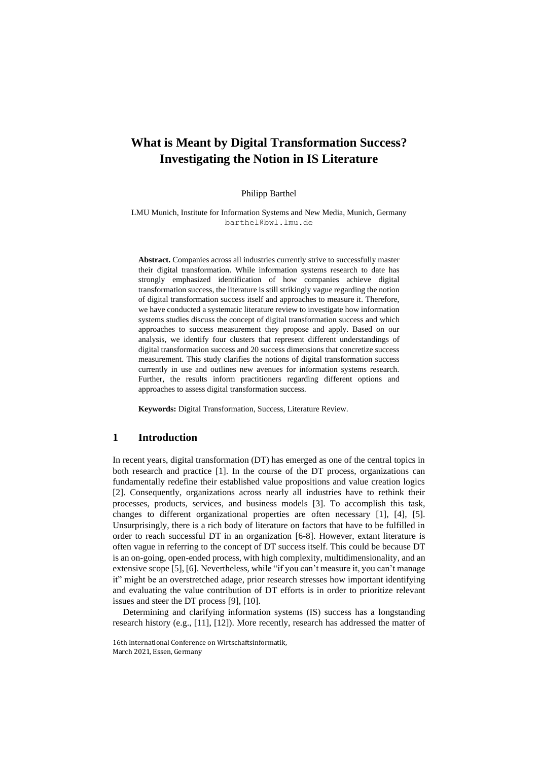# What is Meant by Digital Transformation Success? Investigating the Notion in IS Literature

Philipp Barthel

LMU Munich, Institute for Information Systems and New Media, Munich, Germany
barthel@bwl.lmu.de

**Abstract.** Companies across all industries currently strive to successfully master their digital transformation. While information systems research to date has strongly emphasized identification of how companies achieve digital transformation success, the literature is still strikingly vague regarding the notion of digital transformation success itself and approaches to measure it. Therefore, we have conducted a systematic literature review to investigate how information systems studies discuss the concept of digital transformation success and which approaches to success measurement they propose and apply. Based on our analysis, we identify four clusters that represent different understandings of digital transformation success and 20 success dimensions that concretize success measurement. This study clarifies the notions of digital transformation success currently in use and outlines new avenues for information systems research. Further, the results inform practitioners regarding different options and approaches to assess digital transformation success.

**Keywords:** Digital Transformation, Success, Literature Review.

## 1 Introduction

In recent years, digital transformation (DT) has emerged as one of the central topics in both research and practice [1]. In the course of the DT process, organizations can fundamentally redefine their established value propositions and value creation logics [2]. Consequently, organizations across nearly all industries have to rethink their processes, products, services, and business models [3]. To accomplish this task, changes to different organizational properties are often necessary [1], [4], [5]. Unsurprisingly, there is a rich body of literature on factors that have to be fulfilled in order to reach successful DT in an organization [6-8]. However, extant literature is often vague in referring to the concept of DT success itself. This could be because DT is an on-going, open-ended process, with high complexity, multidimensionality, and an extensive scope [5], [6]. Nevertheless, while "if you can't measure it, you can't manage it" might be an overstretched adage, prior research stresses how important identifying and evaluating the value contribution of DT efforts is in order to prioritize relevant issues and steer the DT process [9], [10].

Determining and clarifying information systems (IS) success has a longstanding research history (e.g., [11], [12]). More recently, research has addressed the matter of

16th International Conference on Wirtschaftsinformatik,
March 2021, Essen, Germany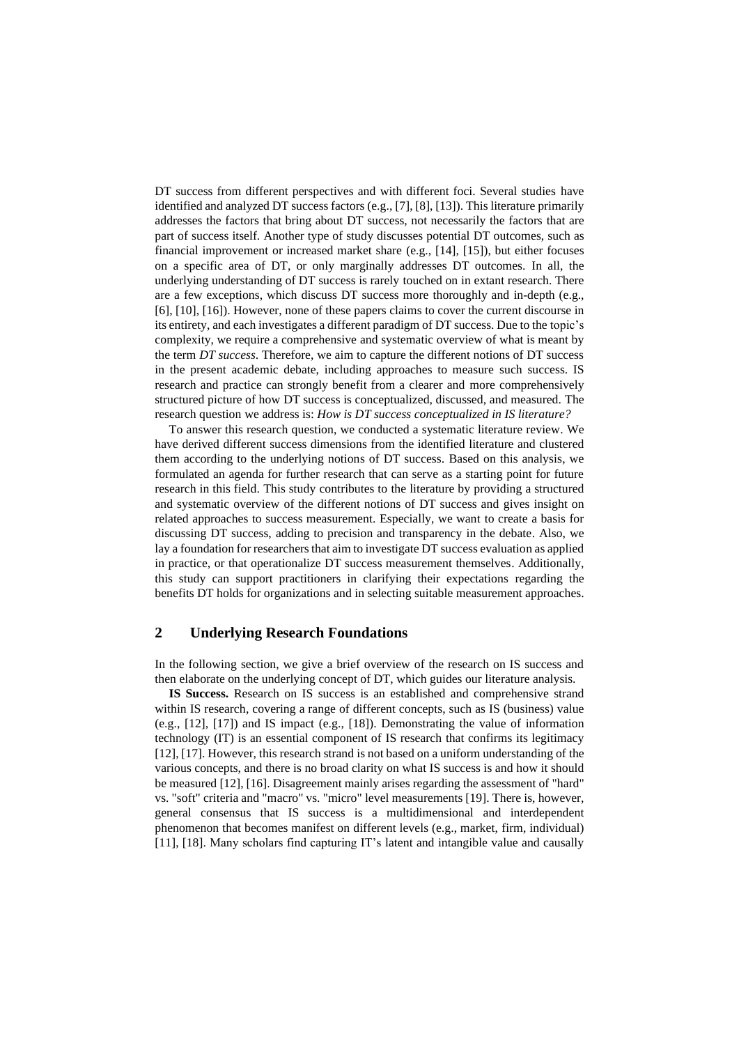DT success from different perspectives and with different foci. Several studies have identified and analyzed DT success factors (e.g., [7], [8], [13]). This literature primarily addresses the factors that bring about DT success, not necessarily the factors that are part of success itself. Another type of study discusses potential DT outcomes, such as financial improvement or increased market share (e.g., [14], [15]), but either focuses on a specific area of DT, or only marginally addresses DT outcomes. In all, the underlying understanding of DT success is rarely touched on in extant research. There are a few exceptions, which discuss DT success more thoroughly and in-depth (e.g., [6], [10], [16]). However, none of these papers claims to cover the current discourse in its entirety, and each investigates a different paradigm of DT success. Due to the topic's complexity, we require a comprehensive and systematic overview of what is meant by the term *DT success*. Therefore, we aim to capture the different notions of DT success in the present academic debate, including approaches to measure such success. IS research and practice can strongly benefit from a clearer and more comprehensively structured picture of how DT success is conceptualized, discussed, and measured. The research question we address is: *How is DT success conceptualized in IS literature?*

To answer this research question, we conducted a systematic literature review. We have derived different success dimensions from the identified literature and clustered them according to the underlying notions of DT success. Based on this analysis, we formulated an agenda for further research that can serve as a starting point for future research in this field. This study contributes to the literature by providing a structured and systematic overview of the different notions of DT success and gives insight on related approaches to success measurement. Especially, we want to create a basis for discussing DT success, adding to precision and transparency in the debate. Also, we lay a foundation for researchers that aim to investigate DT success evaluation as applied in practice, or that operationalize DT success measurement themselves. Additionally, this study can support practitioners in clarifying their expectations regarding the benefits DT holds for organizations and in selecting suitable measurement approaches.

## 2 Underlying Research Foundations

In the following section, we give a brief overview of the research on IS success and then elaborate on the underlying concept of DT, which guides our literature analysis.

**IS Success.** Research on IS success is an established and comprehensive strand within IS research, covering a range of different concepts, such as IS (business) value (e.g., [12], [17]) and IS impact (e.g., [18]). Demonstrating the value of information technology (IT) is an essential component of IS research that confirms its legitimacy [12], [17]. However, this research strand is not based on a uniform understanding of the various concepts, and there is no broad clarity on what IS success is and how it should be measured [12], [16]. Disagreement mainly arises regarding the assessment of "hard" vs. "soft" criteria and "macro" vs. "micro" level measurements [19]. There is, however, general consensus that IS success is a multidimensional and interdependent phenomenon that becomes manifest on different levels (e.g., market, firm, individual) [11], [18]. Many scholars find capturing IT's latent and intangible value and causally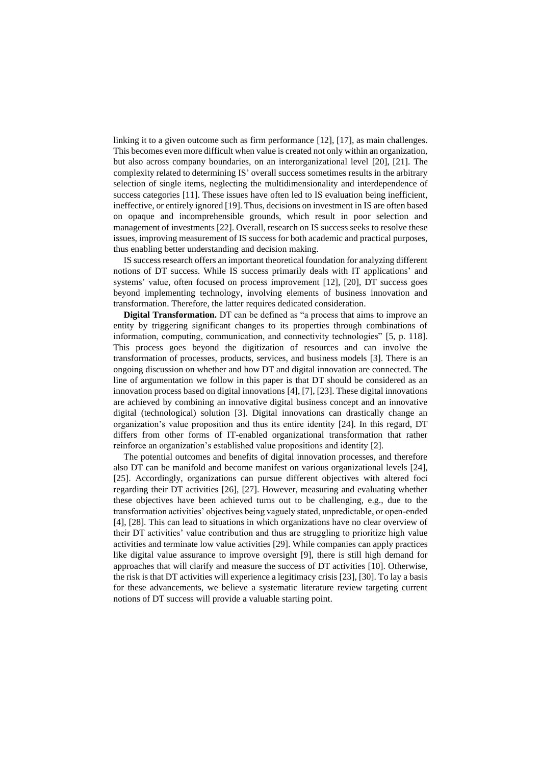linking it to a given outcome such as firm performance [12], [17], as main challenges. This becomes even more difficult when value is created not only within an organization, but also across company boundaries, on an interorganizational level [20], [21]. The complexity related to determining IS' overall success sometimes results in the arbitrary selection of single items, neglecting the multidimensionality and interdependence of success categories [11]. These issues have often led to IS evaluation being inefficient, ineffective, or entirely ignored [19]. Thus, decisions on investment in IS are often based on opaque and incomprehensible grounds, which result in poor selection and management of investments [22]. Overall, research on IS success seeks to resolve these issues, improving measurement of IS success for both academic and practical purposes, thus enabling better understanding and decision making.

IS success research offers an important theoretical foundation for analyzing different notions of DT success. While IS success primarily deals with IT applications' and systems' value, often focused on process improvement [12], [20], DT success goes beyond implementing technology, involving elements of business innovation and transformation. Therefore, the latter requires dedicated consideration.

**Digital Transformation.** DT can be defined as "a process that aims to improve an entity by triggering significant changes to its properties through combinations of information, computing, communication, and connectivity technologies" [5, p. 118]. This process goes beyond the digitization of resources and can involve the transformation of processes, products, services, and business models [3]. There is an ongoing discussion on whether and how DT and digital innovation are connected. The line of argumentation we follow in this paper is that DT should be considered as an innovation process based on digital innovations [4], [7], [23]. These digital innovations are achieved by combining an innovative digital business concept and an innovative digital (technological) solution [3]. Digital innovations can drastically change an organization's value proposition and thus its entire identity [24]. In this regard, DT differs from other forms of IT-enabled organizational transformation that rather reinforce an organization's established value propositions and identity [2].

The potential outcomes and benefits of digital innovation processes, and therefore also DT can be manifold and become manifest on various organizational levels [24], [25]. Accordingly, organizations can pursue different objectives with altered foci regarding their DT activities [26], [27]. However, measuring and evaluating whether these objectives have been achieved turns out to be challenging, e.g., due to the transformation activities' objectives being vaguely stated, unpredictable, or open-ended [4], [28]. This can lead to situations in which organizations have no clear overview of their DT activities' value contribution and thus are struggling to prioritize high value activities and terminate low value activities [29]. While companies can apply practices like digital value assurance to improve oversight [9], there is still high demand for approaches that will clarify and measure the success of DT activities [10]. Otherwise, the risk is that DT activities will experience a legitimacy crisis [23], [30]. To lay a basis for these advancements, we believe a systematic literature review targeting current notions of DT success will provide a valuable starting point.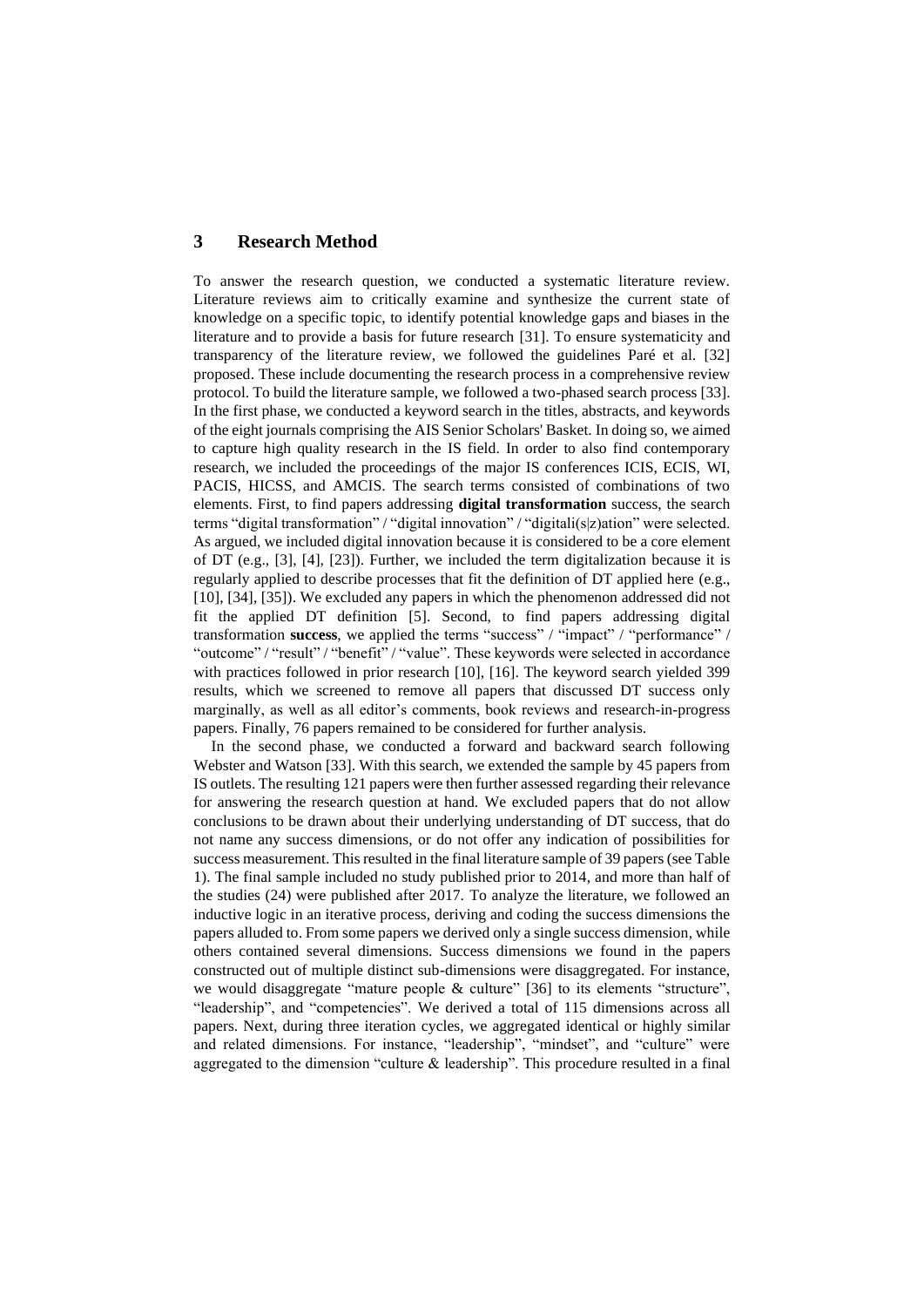## 3 Research Method

To answer the research question, we conducted a systematic literature review. Literature reviews aim to critically examine and synthesize the current state of knowledge on a specific topic, to identify potential knowledge gaps and biases in the literature and to provide a basis for future research [31]. To ensure systematicity and transparency of the literature review, we followed the guidelines Paré et al. [32] proposed. These include documenting the research process in a comprehensive review protocol. To build the literature sample, we followed a two-phased search process [33]. In the first phase, we conducted a keyword search in the titles, abstracts, and keywords of the eight journals comprising the AIS Senior Scholars' Basket. In doing so, we aimed to capture high quality research in the IS field. In order to also find contemporary research, we included the proceedings of the major IS conferences ICIS, ECIS, WI, PACIS, HICSS, and AMCIS. The search terms consisted of combinations of two elements. First, to find papers addressing **digital transformation** success, the search terms "digital transformation" / "digital innovation" / "digitali(s|z)ation" were selected. As argued, we included digital innovation because it is considered to be a core element of DT (e.g., [3], [4], [23]). Further, we included the term digitalization because it is regularly applied to describe processes that fit the definition of DT applied here (e.g., [10], [34], [35]). We excluded any papers in which the phenomenon addressed did not fit the applied DT definition [5]. Second, to find papers addressing digital transformation **success**, we applied the terms "success" / "impact" / "performance" / "outcome" / "result" / "benefit" / "value". These keywords were selected in accordance with practices followed in prior research [10], [16]. The keyword search yielded 399 results, which we screened to remove all papers that discussed DT success only marginally, as well as all editor's comments, book reviews and research-in-progress papers. Finally, 76 papers remained to be considered for further analysis.

In the second phase, we conducted a forward and backward search following Webster and Watson [33]. With this search, we extended the sample by 45 papers from IS outlets. The resulting 121 papers were then further assessed regarding their relevance for answering the research question at hand. We excluded papers that do not allow conclusions to be drawn about their underlying understanding of DT success, that do not name any success dimensions, or do not offer any indication of possibilities for success measurement. This resulted in the final literature sample of 39 papers (see Table 1). The final sample included no study published prior to 2014, and more than half of the studies (24) were published after 2017. To analyze the literature, we followed an inductive logic in an iterative process, deriving and coding the success dimensions the papers alluded to. From some papers we derived only a single success dimension, while others contained several dimensions. Success dimensions we found in the papers constructed out of multiple distinct sub-dimensions were disaggregated. For instance, we would disaggregate "mature people & culture" [36] to its elements "structure", "leadership", and "competencies". We derived a total of 115 dimensions across all papers. Next, during three iteration cycles, we aggregated identical or highly similar and related dimensions. For instance, "leadership", "mindset", and "culture" were aggregated to the dimension "culture & leadership". This procedure resulted in a final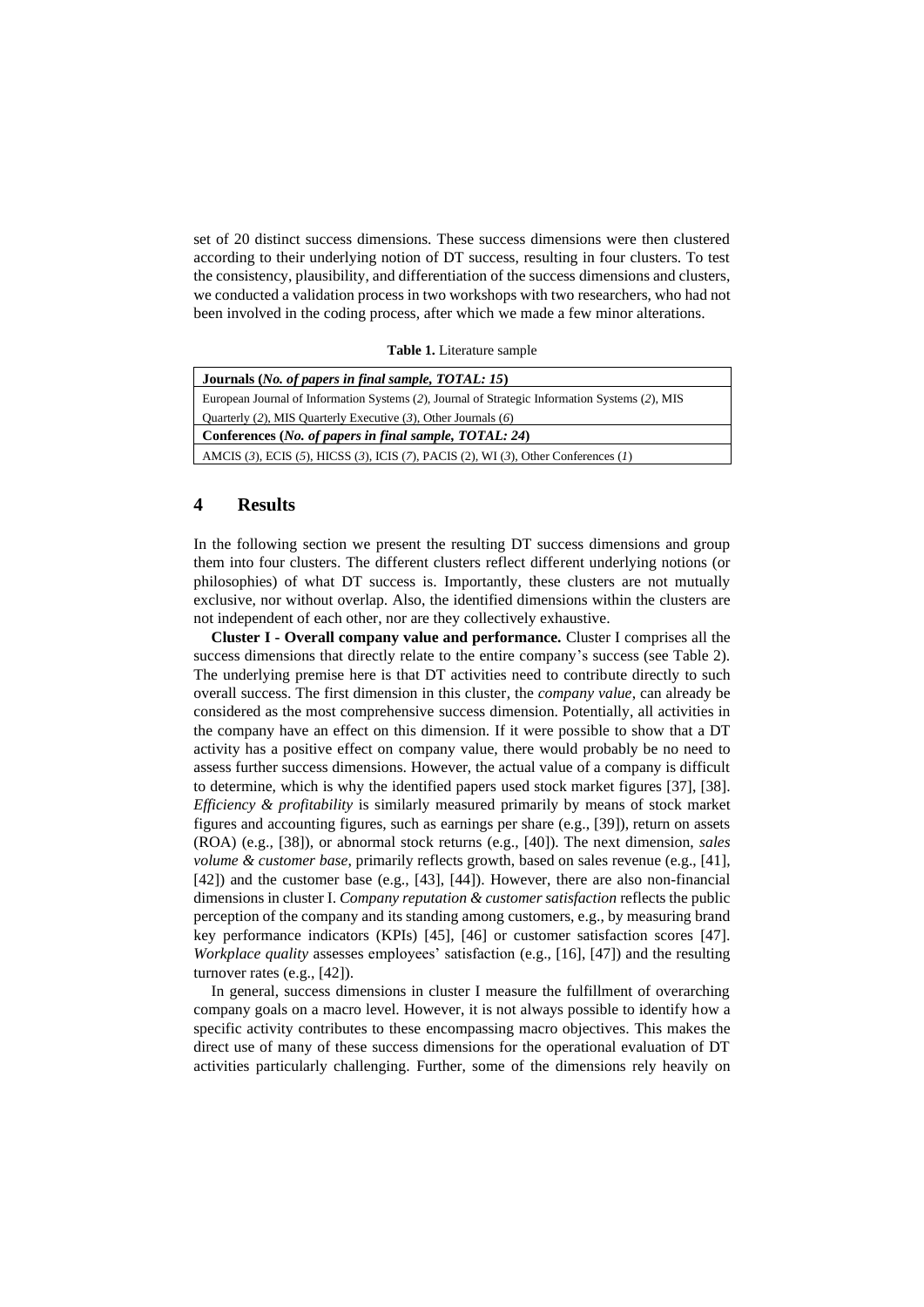set of 20 distinct success dimensions. These success dimensions were then clustered according to their underlying notion of DT success, resulting in four clusters. To test the consistency, plausibility, and differentiation of the success dimensions and clusters, we conducted a validation process in two workshops with two researchers, who had not been involved in the coding process, after which we made a few minor alterations.

**Table 1.** Literature sample

| **Journals (*No. of papers in final sample, TOTAL: 15*)** |
|---|
| European Journal of Information Systems (*2*), Journal of Strategic Information Systems (*2*), MIS Quarterly (*2*), MIS Quarterly Executive (*3*), Other Journals (*6*) |
| **Conferences (*No. of papers in final sample, TOTAL: 24*)** |
| AMCIS (*3*), ECIS (*5*), HICSS (*3*), ICIS (*7*), PACIS (2), WI (*3*), Other Conferences (*1*) |

## 4 Results

In the following section we present the resulting DT success dimensions and group them into four clusters. The different clusters reflect different underlying notions (or philosophies) of what DT success is. Importantly, these clusters are not mutually exclusive, nor without overlap. Also, the identified dimensions within the clusters are not independent of each other, nor are they collectively exhaustive.

**Cluster I - Overall company value and performance.** Cluster I comprises all the success dimensions that directly relate to the entire company's success (see Table 2). The underlying premise here is that DT activities need to contribute directly to such overall success. The first dimension in this cluster, the *company value*, can already be considered as the most comprehensive success dimension. Potentially, all activities in the company have an effect on this dimension. If it were possible to show that a DT activity has a positive effect on company value, there would probably be no need to assess further success dimensions. However, the actual value of a company is difficult to determine, which is why the identified papers used stock market figures [37], [38]. *Efficiency & profitability* is similarly measured primarily by means of stock market figures and accounting figures, such as earnings per share (e.g., [39]), return on assets (ROA) (e.g., [38]), or abnormal stock returns (e.g., [40]). The next dimension, *sales volume & customer base*, primarily reflects growth, based on sales revenue (e.g., [41], [42]) and the customer base (e.g., [43], [44]). However, there are also non-financial dimensions in cluster I. *Company reputation & customer satisfaction* reflects the public perception of the company and its standing among customers, e.g., by measuring brand key performance indicators (KPIs) [45], [46] or customer satisfaction scores [47]. *Workplace quality* assesses employees' satisfaction (e.g., [16], [47]) and the resulting turnover rates (e.g., [42]).

In general, success dimensions in cluster I measure the fulfillment of overarching company goals on a macro level. However, it is not always possible to identify how a specific activity contributes to these encompassing macro objectives. This makes the direct use of many of these success dimensions for the operational evaluation of DT activities particularly challenging. Further, some of the dimensions rely heavily on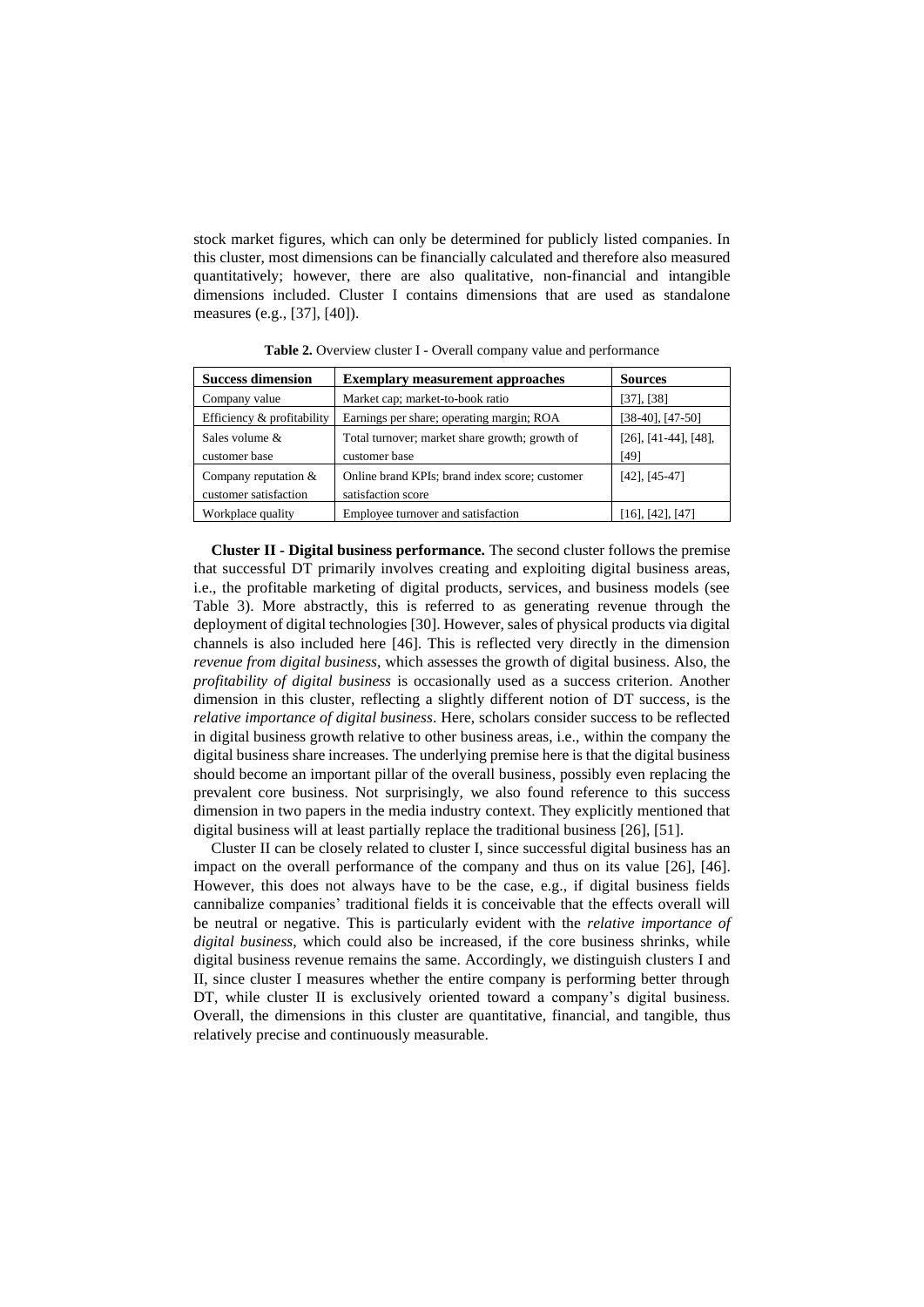stock market figures, which can only be determined for publicly listed companies. In this cluster, most dimensions can be financially calculated and therefore also measured quantitatively; however, there are also qualitative, non-financial and intangible dimensions included. Cluster I contains dimensions that are used as standalone measures (e.g., [37], [40]).

**Table 2.** Overview cluster I - Overall company value and performance

| Success dimension | Exemplary measurement approaches | Sources |
|---|---|---|
| Company value | Market cap; market-to-book ratio | [37], [38] |
| Efficiency & profitability | Earnings per share; operating margin; ROA | [38-40], [47-50] |
| Sales volume & customer base | Total turnover; market share growth; growth of customer base | [26], [41-44], [48], [49] |
| Company reputation & customer satisfaction | Online brand KPIs; brand index score; customer satisfaction score | [42], [45-47] |
| Workplace quality | Employee turnover and satisfaction | [16], [42], [47] |

**Cluster II - Digital business performance.** The second cluster follows the premise that successful DT primarily involves creating and exploiting digital business areas, i.e., the profitable marketing of digital products, services, and business models (see Table 3). More abstractly, this is referred to as generating revenue through the deployment of digital technologies [30]. However, sales of physical products via digital channels is also included here [46]. This is reflected very directly in the dimension *revenue from digital business*, which assesses the growth of digital business. Also, the *profitability of digital business* is occasionally used as a success criterion. Another dimension in this cluster, reflecting a slightly different notion of DT success, is the *relative importance of digital business*. Here, scholars consider success to be reflected in digital business growth relative to other business areas, i.e., within the company the digital business share increases. The underlying premise here is that the digital business should become an important pillar of the overall business, possibly even replacing the prevalent core business. Not surprisingly, we also found reference to this success dimension in two papers in the media industry context. They explicitly mentioned that digital business will at least partially replace the traditional business [26], [51].

Cluster II can be closely related to cluster I, since successful digital business has an impact on the overall performance of the company and thus on its value [26], [46]. However, this does not always have to be the case, e.g., if digital business fields cannibalize companies' traditional fields it is conceivable that the effects overall will be neutral or negative. This is particularly evident with the *relative importance of digital business*, which could also be increased, if the core business shrinks, while digital business revenue remains the same. Accordingly, we distinguish clusters I and II, since cluster I measures whether the entire company is performing better through DT, while cluster II is exclusively oriented toward a company's digital business. Overall, the dimensions in this cluster are quantitative, financial, and tangible, thus relatively precise and continuously measurable.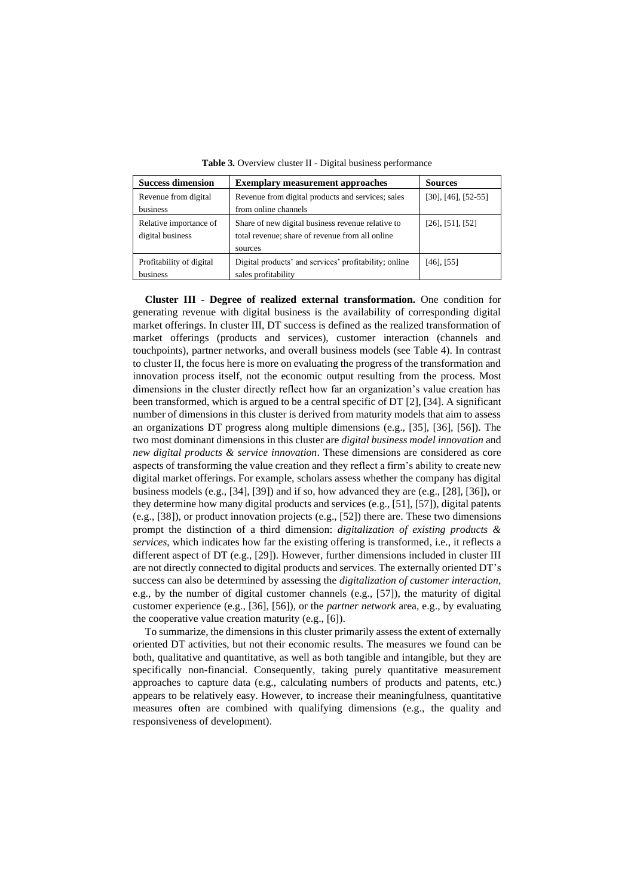**Table 3.** Overview cluster II - Digital business performance

| Success dimension | Exemplary measurement approaches | Sources |
|---|---|---|
| Revenue from digital business | Revenue from digital products and services; sales from online channels | [30], [46], [52-55] |
| Relative importance of digital business | Share of new digital business revenue relative to total revenue; share of revenue from all online sources | [26], [51], [52] |
| Profitability of digital business | Digital products' and services' profitability; online sales profitability | [46], [55] |

**Cluster III - Degree of realized external transformation.** One condition for generating revenue with digital business is the availability of corresponding digital market offerings. In cluster III, DT success is defined as the realized transformation of market offerings (products and services), customer interaction (channels and touchpoints), partner networks, and overall business models (see Table 4). In contrast to cluster II, the focus here is more on evaluating the progress of the transformation and innovation process itself, not the economic output resulting from the process. Most dimensions in the cluster directly reflect how far an organization's value creation has been transformed, which is argued to be a central specific of DT [2], [34]. A significant number of dimensions in this cluster is derived from maturity models that aim to assess an organizations DT progress along multiple dimensions (e.g., [35], [36], [56]). The two most dominant dimensions in this cluster are *digital business model innovation* and *new digital products & service innovation*. These dimensions are considered as core aspects of transforming the value creation and they reflect a firm's ability to create new digital market offerings. For example, scholars assess whether the company has digital business models (e.g., [34], [39]) and if so, how advanced they are (e.g., [28], [36]), or they determine how many digital products and services (e.g., [51], [57]), digital patents (e.g., [38]), or product innovation projects (e.g., [52]) there are. These two dimensions prompt the distinction of a third dimension: *digitalization of existing products & services*, which indicates how far the existing offering is transformed, i.e., it reflects a different aspect of DT (e.g., [29]). However, further dimensions included in cluster III are not directly connected to digital products and services. The externally oriented DT's success can also be determined by assessing the *digitalization of customer interaction*, e.g., by the number of digital customer channels (e.g., [57]), the maturity of digital customer experience (e.g., [36], [56]), or the *partner network* area, e.g., by evaluating the cooperative value creation maturity (e.g., [6]).

To summarize, the dimensions in this cluster primarily assess the extent of externally oriented DT activities, but not their economic results. The measures we found can be both, qualitative and quantitative, as well as both tangible and intangible, but they are specifically non-financial. Consequently, taking purely quantitative measurement approaches to capture data (e.g., calculating numbers of products and patents, etc.) appears to be relatively easy. However, to increase their meaningfulness, quantitative measures often are combined with qualifying dimensions (e.g., the quality and responsiveness of development).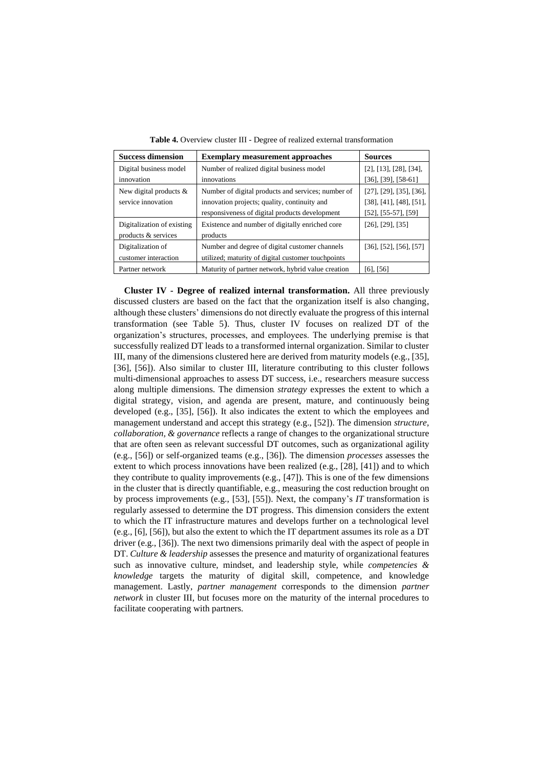**Table 4.** Overview cluster III - Degree of realized external transformation

| Success dimension | Exemplary measurement approaches | Sources |
| --- | --- | --- |
| Digital business model innovation | Number of realized digital business model innovations | [2], [13], [28], [34], [36], [39], [58-61] |
| New digital products & service innovation | Number of digital products and services; number of innovation projects; quality, continuity and responsiveness of digital products development | [27], [29], [35], [36], [38], [41], [48], [51], [52], [55-57], [59] |
| Digitalization of existing products & services | Existence and number of digitally enriched core products | [26], [29], [35] |
| Digitalization of customer interaction | Number and degree of digital customer channels utilized; maturity of digital customer touchpoints | [36], [52], [56], [57] |
| Partner network | Maturity of partner network, hybrid value creation | [6], [56] |

**Cluster IV - Degree of realized internal transformation.** All three previously discussed clusters are based on the fact that the organization itself is also changing, although these clusters' dimensions do not directly evaluate the progress of this internal transformation (see Table 5). Thus, cluster IV focuses on realized DT of the organization's structures, processes, and employees. The underlying premise is that successfully realized DT leads to a transformed internal organization. Similar to cluster III, many of the dimensions clustered here are derived from maturity models (e.g., [35], [36], [56]). Also similar to cluster III, literature contributing to this cluster follows multi-dimensional approaches to assess DT success, i.e., researchers measure success along multiple dimensions. The dimension *strategy* expresses the extent to which a digital strategy, vision, and agenda are present, mature, and continuously being developed (e.g., [35], [56]). It also indicates the extent to which the employees and management understand and accept this strategy (e.g., [52]). The dimension *structure, collaboration, & governance* reflects a range of changes to the organizational structure that are often seen as relevant successful DT outcomes, such as organizational agility (e.g., [56]) or self-organized teams (e.g., [36]). The dimension *processes* assesses the extent to which process innovations have been realized (e.g., [28], [41]) and to which they contribute to quality improvements (e.g., [47]). This is one of the few dimensions in the cluster that is directly quantifiable, e.g., measuring the cost reduction brought on by process improvements (e.g., [53], [55]). Next, the company's *IT* transformation is regularly assessed to determine the DT progress. This dimension considers the extent to which the IT infrastructure matures and develops further on a technological level (e.g., [6], [56]), but also the extent to which the IT department assumes its role as a DT driver (e.g., [36]). The next two dimensions primarily deal with the aspect of people in DT. *Culture & leadership* assesses the presence and maturity of organizational features such as innovative culture, mindset, and leadership style, while *competencies & knowledge* targets the maturity of digital skill, competence, and knowledge management. Lastly, *partner management* corresponds to the dimension *partner network* in cluster III, but focuses more on the maturity of the internal procedures to facilitate cooperating with partners.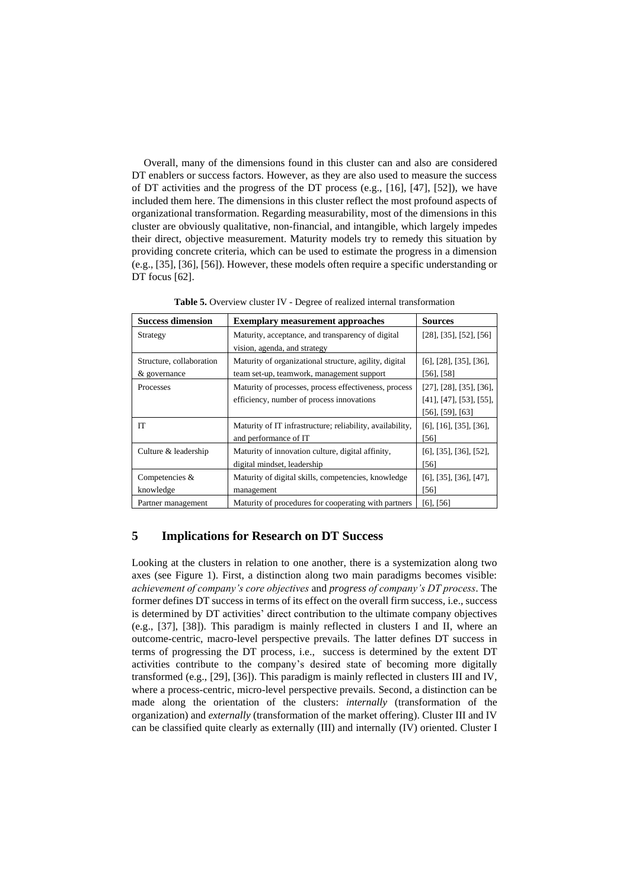Overall, many of the dimensions found in this cluster can and also are considered DT enablers or success factors. However, as they are also used to measure the success of DT activities and the progress of the DT process (e.g., [16], [47], [52]), we have included them here. The dimensions in this cluster reflect the most profound aspects of organizational transformation. Regarding measurability, most of the dimensions in this cluster are obviously qualitative, non-financial, and intangible, which largely impedes their direct, objective measurement. Maturity models try to remedy this situation by providing concrete criteria, which can be used to estimate the progress in a dimension (e.g., [35], [36], [56]). However, these models often require a specific understanding or DT focus [62].

**Table 5.** Overview cluster IV - Degree of realized internal transformation

| Success dimension | Exemplary measurement approaches | Sources |
|---|---|---|
| Strategy | Maturity, acceptance, and transparency of digital vision, agenda, and strategy | [28], [35], [52], [56] |
| Structure, collaboration & governance | Maturity of organizational structure, agility, digital team set-up, teamwork, management support | [6], [28], [35], [36], [56], [58] |
| Processes | Maturity of processes, process effectiveness, process efficiency, number of process innovations | [27], [28], [35], [36], [41], [47], [53], [55], [56], [59], [63] |
| IT | Maturity of IT infrastructure; reliability, availability, and performance of IT | [6], [16], [35], [36], [56] |
| Culture & leadership | Maturity of innovation culture, digital affinity, digital mindset, leadership | [6], [35], [36], [52], [56] |
| Competencies & knowledge | Maturity of digital skills, competencies, knowledge management | [6], [35], [36], [47], [56] |
| Partner management | Maturity of procedures for cooperating with partners | [6], [56] |

## 5 Implications for Research on DT Success

Looking at the clusters in relation to one another, there is a systemization along two axes (see Figure 1). First, a distinction along two main paradigms becomes visible: *achievement of company's core objectives* and *progress of company's DT process*. The former defines DT success in terms of its effect on the overall firm success, i.e., success is determined by DT activities' direct contribution to the ultimate company objectives (e.g., [37], [38]). This paradigm is mainly reflected in clusters I and II, where an outcome-centric, macro-level perspective prevails. The latter defines DT success in terms of progressing the DT process, i.e., success is determined by the extent DT activities contribute to the company's desired state of becoming more digitally transformed (e.g., [29], [36]). This paradigm is mainly reflected in clusters III and IV, where a process-centric, micro-level perspective prevails. Second, a distinction can be made along the orientation of the clusters: *internally* (transformation of the organization) and *externally* (transformation of the market offering). Cluster III and IV can be classified quite clearly as externally (III) and internally (IV) oriented. Cluster I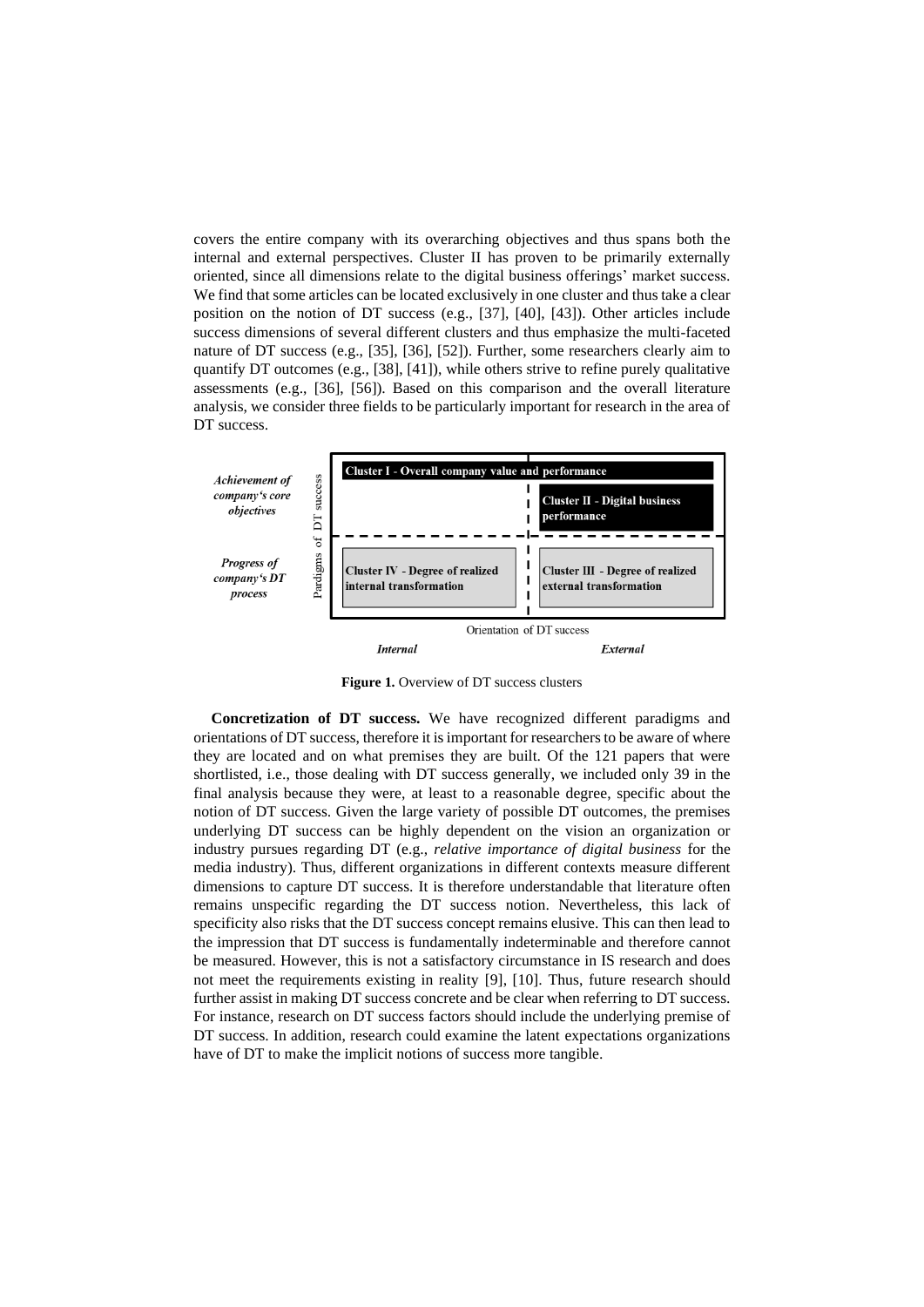covers the entire company with its overarching objectives and thus spans both the internal and external perspectives. Cluster II has proven to be primarily externally oriented, since all dimensions relate to the digital business offerings' market success. We find that some articles can be located exclusively in one cluster and thus take a clear position on the notion of DT success (e.g., [37], [40], [43]). Other articles include success dimensions of several different clusters and thus emphasize the multi-faceted nature of DT success (e.g., [35], [36], [52]). Further, some researchers clearly aim to quantify DT outcomes (e.g., [38], [41]), while others strive to refine purely qualitative assessments (e.g., [36], [56]). Based on this comparison and the overall literature analysis, we consider three fields to be particularly important for research in the area of DT success.

| Pardigms of DT success | Internal | External |
| --- | --- | --- |
| *Achievement of company's core objectives* | Cluster I - Overall company value and performance | Cluster I - Overall company value and performance; Cluster II - Digital business performance |
| *Progress of company's DT process* | Cluster IV - Degree of realized internal transformation | Cluster III - Degree of realized external transformation |

Orientation of DT success

**Figure 1.** Overview of DT success clusters

**Concretization of DT success.** We have recognized different paradigms and orientations of DT success, therefore it is important for researchers to be aware of where they are located and on what premises they are built. Of the 121 papers that were shortlisted, i.e., those dealing with DT success generally, we included only 39 in the final analysis because they were, at least to a reasonable degree, specific about the notion of DT success. Given the large variety of possible DT outcomes, the premises underlying DT success can be highly dependent on the vision an organization or industry pursues regarding DT (e.g., *relative importance of digital business* for the media industry). Thus, different organizations in different contexts measure different dimensions to capture DT success. It is therefore understandable that literature often remains unspecific regarding the DT success notion. Nevertheless, this lack of specificity also risks that the DT success concept remains elusive. This can then lead to the impression that DT success is fundamentally indeterminable and therefore cannot be measured. However, this is not a satisfactory circumstance in IS research and does not meet the requirements existing in reality [9], [10]. Thus, future research should further assist in making DT success concrete and be clear when referring to DT success. For instance, research on DT success factors should include the underlying premise of DT success. In addition, research could examine the latent expectations organizations have of DT to make the implicit notions of success more tangible.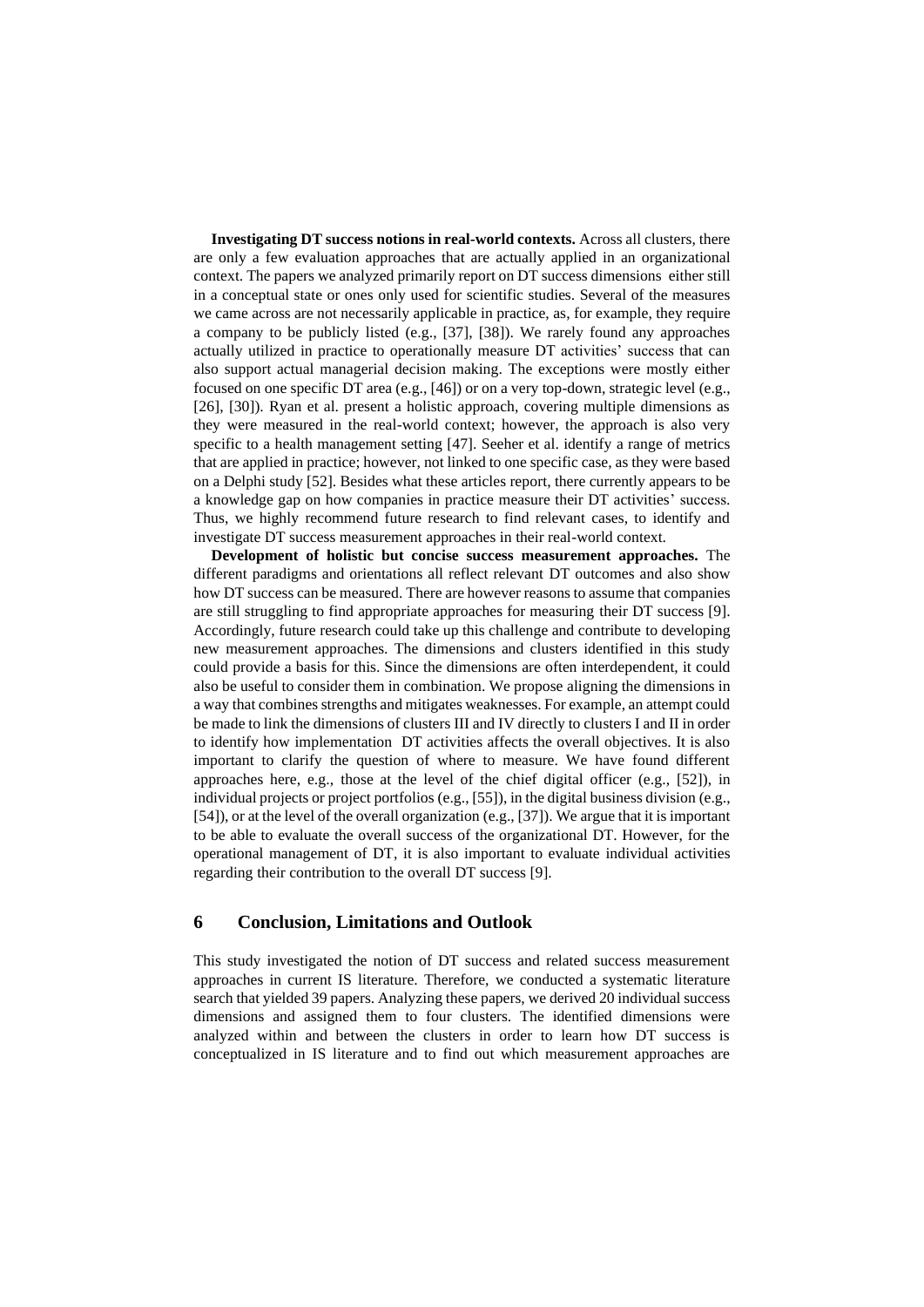**Investigating DT success notions in real-world contexts.** Across all clusters, there are only a few evaluation approaches that are actually applied in an organizational context. The papers we analyzed primarily report on DT success dimensions either still in a conceptual state or ones only used for scientific studies. Several of the measures we came across are not necessarily applicable in practice, as, for example, they require a company to be publicly listed (e.g., [37], [38]). We rarely found any approaches actually utilized in practice to operationally measure DT activities' success that can also support actual managerial decision making. The exceptions were mostly either focused on one specific DT area (e.g., [46]) or on a very top-down, strategic level (e.g., [26], [30]). Ryan et al. present a holistic approach, covering multiple dimensions as they were measured in the real-world context; however, the approach is also very specific to a health management setting [47]. Seeher et al. identify a range of metrics that are applied in practice; however, not linked to one specific case, as they were based on a Delphi study [52]. Besides what these articles report, there currently appears to be a knowledge gap on how companies in practice measure their DT activities' success. Thus, we highly recommend future research to find relevant cases, to identify and investigate DT success measurement approaches in their real-world context.

**Development of holistic but concise success measurement approaches.** The different paradigms and orientations all reflect relevant DT outcomes and also show how DT success can be measured. There are however reasons to assume that companies are still struggling to find appropriate approaches for measuring their DT success [9]. Accordingly, future research could take up this challenge and contribute to developing new measurement approaches. The dimensions and clusters identified in this study could provide a basis for this. Since the dimensions are often interdependent, it could also be useful to consider them in combination. We propose aligning the dimensions in a way that combines strengths and mitigates weaknesses. For example, an attempt could be made to link the dimensions of clusters III and IV directly to clusters I and II in order to identify how implementation DT activities affects the overall objectives. It is also important to clarify the question of where to measure. We have found different approaches here, e.g., those at the level of the chief digital officer (e.g., [52]), in individual projects or project portfolios (e.g., [55]), in the digital business division (e.g., [54]), or at the level of the overall organization (e.g., [37]). We argue that it is important to be able to evaluate the overall success of the organizational DT. However, for the operational management of DT, it is also important to evaluate individual activities regarding their contribution to the overall DT success [9].

## 6 Conclusion, Limitations and Outlook

This study investigated the notion of DT success and related success measurement approaches in current IS literature. Therefore, we conducted a systematic literature search that yielded 39 papers. Analyzing these papers, we derived 20 individual success dimensions and assigned them to four clusters. The identified dimensions were analyzed within and between the clusters in order to learn how DT success is conceptualized in IS literature and to find out which measurement approaches are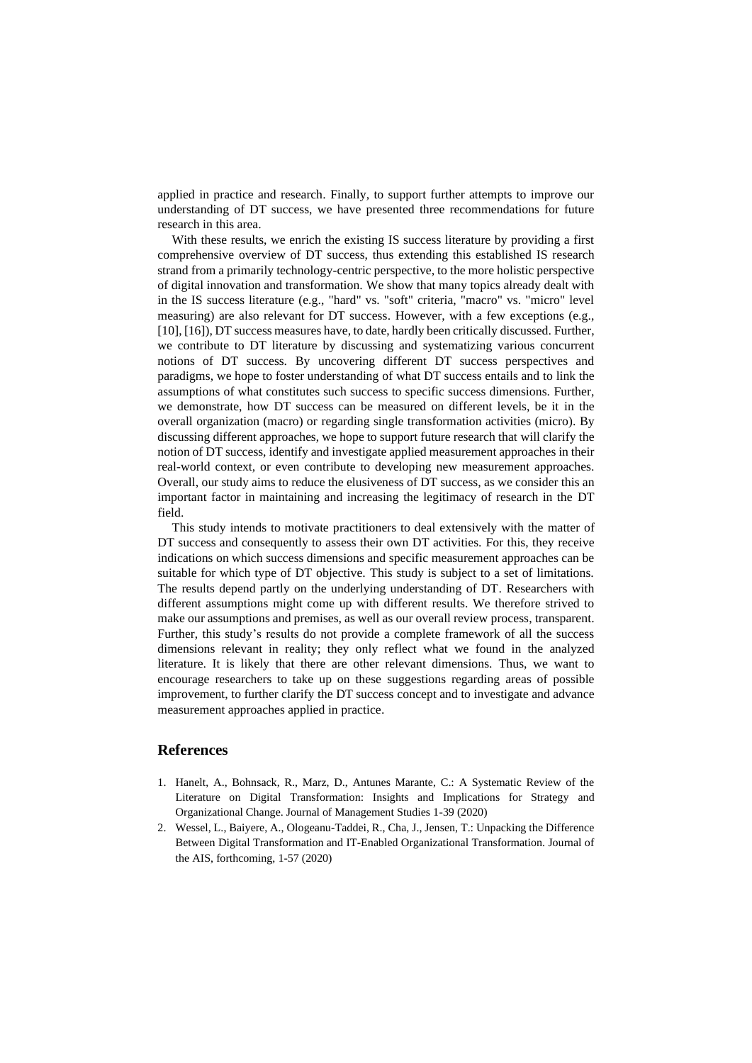applied in practice and research. Finally, to support further attempts to improve our understanding of DT success, we have presented three recommendations for future research in this area.

With these results, we enrich the existing IS success literature by providing a first comprehensive overview of DT success, thus extending this established IS research strand from a primarily technology-centric perspective, to the more holistic perspective of digital innovation and transformation. We show that many topics already dealt with in the IS success literature (e.g., "hard" vs. "soft" criteria, "macro" vs. "micro" level measuring) are also relevant for DT success. However, with a few exceptions (e.g., [10], [16]), DT success measures have, to date, hardly been critically discussed. Further, we contribute to DT literature by discussing and systematizing various concurrent notions of DT success. By uncovering different DT success perspectives and paradigms, we hope to foster understanding of what DT success entails and to link the assumptions of what constitutes such success to specific success dimensions. Further, we demonstrate, how DT success can be measured on different levels, be it in the overall organization (macro) or regarding single transformation activities (micro). By discussing different approaches, we hope to support future research that will clarify the notion of DT success, identify and investigate applied measurement approaches in their real-world context, or even contribute to developing new measurement approaches. Overall, our study aims to reduce the elusiveness of DT success, as we consider this an important factor in maintaining and increasing the legitimacy of research in the DT field.

This study intends to motivate practitioners to deal extensively with the matter of DT success and consequently to assess their own DT activities. For this, they receive indications on which success dimensions and specific measurement approaches can be suitable for which type of DT objective. This study is subject to a set of limitations. The results depend partly on the underlying understanding of DT. Researchers with different assumptions might come up with different results. We therefore strived to make our assumptions and premises, as well as our overall review process, transparent. Further, this study's results do not provide a complete framework of all the success dimensions relevant in reality; they only reflect what we found in the analyzed literature. It is likely that there are other relevant dimensions. Thus, we want to encourage researchers to take up on these suggestions regarding areas of possible improvement, to further clarify the DT success concept and to investigate and advance measurement approaches applied in practice.

## References

1. Hanelt, A., Bohnsack, R., Marz, D., Antunes Marante, C.: A Systematic Review of the Literature on Digital Transformation: Insights and Implications for Strategy and Organizational Change. Journal of Management Studies 1-39 (2020)
2. Wessel, L., Baiyere, A., Ologeanu-Taddei, R., Cha, J., Jensen, T.: Unpacking the Difference Between Digital Transformation and IT-Enabled Organizational Transformation. Journal of the AIS, forthcoming, 1-57 (2020)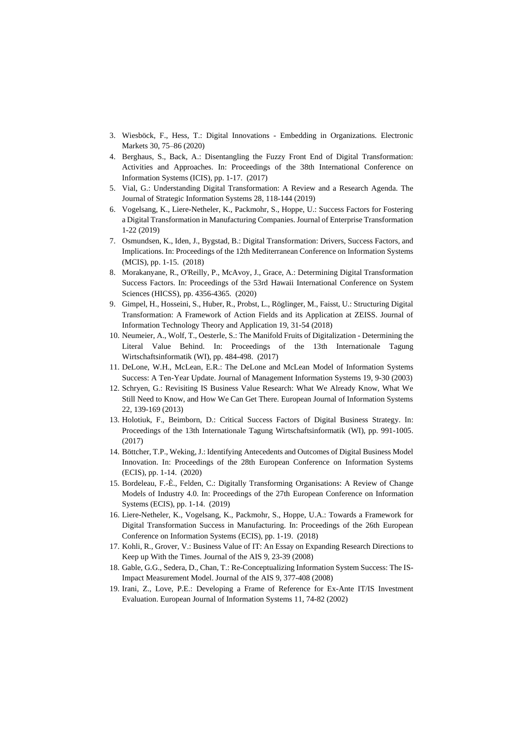3. Wiesböck, F., Hess, T.: Digital Innovations - Embedding in Organizations. Electronic Markets 30, 75–86 (2020)
4. Berghaus, S., Back, A.: Disentangling the Fuzzy Front End of Digital Transformation: Activities and Approaches. In: Proceedings of the 38th International Conference on Information Systems (ICIS), pp. 1-17. (2017)
5. Vial, G.: Understanding Digital Transformation: A Review and a Research Agenda. The Journal of Strategic Information Systems 28, 118-144 (2019)
6. Vogelsang, K., Liere-Netheler, K., Packmohr, S., Hoppe, U.: Success Factors for Fostering a Digital Transformation in Manufacturing Companies. Journal of Enterprise Transformation 1-22 (2019)
7. Osmundsen, K., Iden, J., Bygstad, B.: Digital Transformation: Drivers, Success Factors, and Implications. In: Proceedings of the 12th Mediterranean Conference on Information Systems (MCIS), pp. 1-15. (2018)
8. Morakanyane, R., O'Reilly, P., McAvoy, J., Grace, A.: Determining Digital Transformation Success Factors. In: Proceedings of the 53rd Hawaii International Conference on System Sciences (HICSS), pp. 4356-4365. (2020)
9. Gimpel, H., Hosseini, S., Huber, R., Probst, L., Röglinger, M., Faisst, U.: Structuring Digital Transformation: A Framework of Action Fields and its Application at ZEISS. Journal of Information Technology Theory and Application 19, 31-54 (2018)
10. Neumeier, A., Wolf, T., Oesterle, S.: The Manifold Fruits of Digitalization - Determining the Literal Value Behind. In: Proceedings of the 13th Internationale Tagung Wirtschaftsinformatik (WI), pp. 484-498. (2017)
11. DeLone, W.H., McLean, E.R.: The DeLone and McLean Model of Information Systems Success: A Ten-Year Update. Journal of Management Information Systems 19, 9-30 (2003)
12. Schryen, G.: Revisiting IS Business Value Research: What We Already Know, What We Still Need to Know, and How We Can Get There. European Journal of Information Systems 22, 139-169 (2013)
13. Holotiuk, F., Beimborn, D.: Critical Success Factors of Digital Business Strategy. In: Proceedings of the 13th Internationale Tagung Wirtschaftsinformatik (WI), pp. 991-1005. (2017)
14. Böttcher, T.P., Weking, J.: Identifying Antecedents and Outcomes of Digital Business Model Innovation. In: Proceedings of the 28th European Conference on Information Systems (ECIS), pp. 1-14. (2020)
15. Bordeleau, F.-È., Felden, C.: Digitally Transforming Organisations: A Review of Change Models of Industry 4.0. In: Proceedings of the 27th European Conference on Information Systems (ECIS), pp. 1-14. (2019)
16. Liere-Netheler, K., Vogelsang, K., Packmohr, S., Hoppe, U.A.: Towards a Framework for Digital Transformation Success in Manufacturing. In: Proceedings of the 26th European Conference on Information Systems (ECIS), pp. 1-19. (2018)
17. Kohli, R., Grover, V.: Business Value of IT: An Essay on Expanding Research Directions to Keep up With the Times. Journal of the AIS 9, 23-39 (2008)
18. Gable, G.G., Sedera, D., Chan, T.: Re-Conceptualizing Information System Success: The IS-Impact Measurement Model. Journal of the AIS 9, 377-408 (2008)
19. Irani, Z., Love, P.E.: Developing a Frame of Reference for Ex-Ante IT/IS Investment Evaluation. European Journal of Information Systems 11, 74-82 (2002)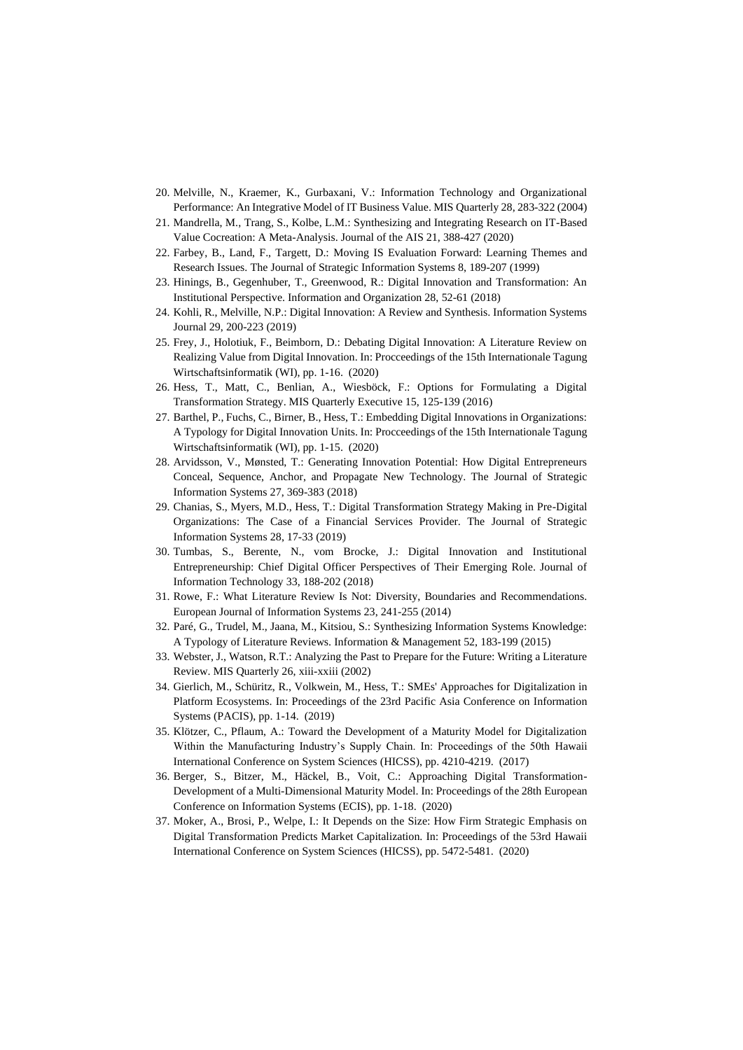20. Melville, N., Kraemer, K., Gurbaxani, V.: Information Technology and Organizational Performance: An Integrative Model of IT Business Value. MIS Quarterly 28, 283-322 (2004)
21. Mandrella, M., Trang, S., Kolbe, L.M.: Synthesizing and Integrating Research on IT-Based Value Cocreation: A Meta-Analysis. Journal of the AIS 21, 388-427 (2020)
22. Farbey, B., Land, F., Targett, D.: Moving IS Evaluation Forward: Learning Themes and Research Issues. The Journal of Strategic Information Systems 8, 189-207 (1999)
23. Hinings, B., Gegenhuber, T., Greenwood, R.: Digital Innovation and Transformation: An Institutional Perspective. Information and Organization 28, 52-61 (2018)
24. Kohli, R., Melville, N.P.: Digital Innovation: A Review and Synthesis. Information Systems Journal 29, 200-223 (2019)
25. Frey, J., Holotiuk, F., Beimborn, D.: Debating Digital Innovation: A Literature Review on Realizing Value from Digital Innovation. In: Procceedings of the 15th Internationale Tagung Wirtschaftsinformatik (WI), pp. 1-16. (2020)
26. Hess, T., Matt, C., Benlian, A., Wiesböck, F.: Options for Formulating a Digital Transformation Strategy. MIS Quarterly Executive 15, 125-139 (2016)
27. Barthel, P., Fuchs, C., Birner, B., Hess, T.: Embedding Digital Innovations in Organizations: A Typology for Digital Innovation Units. In: Procceedings of the 15th Internationale Tagung Wirtschaftsinformatik (WI), pp. 1-15. (2020)
28. Arvidsson, V., Mønsted, T.: Generating Innovation Potential: How Digital Entrepreneurs Conceal, Sequence, Anchor, and Propagate New Technology. The Journal of Strategic Information Systems 27, 369-383 (2018)
29. Chanias, S., Myers, M.D., Hess, T.: Digital Transformation Strategy Making in Pre-Digital Organizations: The Case of a Financial Services Provider. The Journal of Strategic Information Systems 28, 17-33 (2019)
30. Tumbas, S., Berente, N., vom Brocke, J.: Digital Innovation and Institutional Entrepreneurship: Chief Digital Officer Perspectives of Their Emerging Role. Journal of Information Technology 33, 188-202 (2018)
31. Rowe, F.: What Literature Review Is Not: Diversity, Boundaries and Recommendations. European Journal of Information Systems 23, 241-255 (2014)
32. Paré, G., Trudel, M., Jaana, M., Kitsiou, S.: Synthesizing Information Systems Knowledge: A Typology of Literature Reviews. Information & Management 52, 183-199 (2015)
33. Webster, J., Watson, R.T.: Analyzing the Past to Prepare for the Future: Writing a Literature Review. MIS Quarterly 26, xiii-xxiii (2002)
34. Gierlich, M., Schüritz, R., Volkwein, M., Hess, T.: SMEs' Approaches for Digitalization in Platform Ecosystems. In: Proceedings of the 23rd Pacific Asia Conference on Information Systems (PACIS), pp. 1-14. (2019)
35. Klötzer, C., Pflaum, A.: Toward the Development of a Maturity Model for Digitalization Within the Manufacturing Industry's Supply Chain. In: Proceedings of the 50th Hawaii International Conference on System Sciences (HICSS), pp. 4210-4219. (2017)
36. Berger, S., Bitzer, M., Häckel, B., Voit, C.: Approaching Digital Transformation-Development of a Multi-Dimensional Maturity Model. In: Proceedings of the 28th European Conference on Information Systems (ECIS), pp. 1-18. (2020)
37. Moker, A., Brosi, P., Welpe, I.: It Depends on the Size: How Firm Strategic Emphasis on Digital Transformation Predicts Market Capitalization. In: Proceedings of the 53rd Hawaii International Conference on System Sciences (HICSS), pp. 5472-5481. (2020)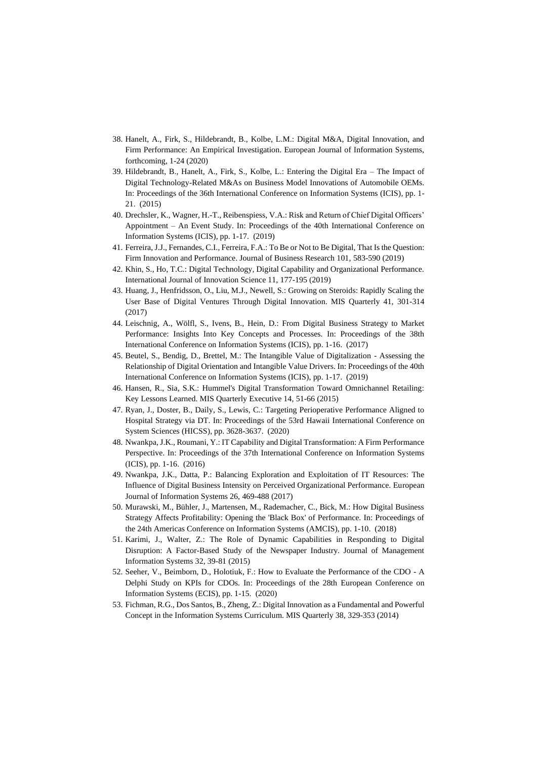38. Hanelt, A., Firk, S., Hildebrandt, B., Kolbe, L.M.: Digital M&A, Digital Innovation, and Firm Performance: An Empirical Investigation. European Journal of Information Systems, forthcoming, 1-24 (2020)
39. Hildebrandt, B., Hanelt, A., Firk, S., Kolbe, L.: Entering the Digital Era – The Impact of Digital Technology-Related M&As on Business Model Innovations of Automobile OEMs. In: Proceedings of the 36th International Conference on Information Systems (ICIS), pp. 1-21. (2015)
40. Drechsler, K., Wagner, H.-T., Reibenspiess, V.A.: Risk and Return of Chief Digital Officers' Appointment – An Event Study. In: Proceedings of the 40th International Conference on Information Systems (ICIS), pp. 1-17. (2019)
41. Ferreira, J.J., Fernandes, C.I., Ferreira, F.A.: To Be or Not to Be Digital, That Is the Question: Firm Innovation and Performance. Journal of Business Research 101, 583-590 (2019)
42. Khin, S., Ho, T.C.: Digital Technology, Digital Capability and Organizational Performance. International Journal of Innovation Science 11, 177-195 (2019)
43. Huang, J., Henfridsson, O., Liu, M.J., Newell, S.: Growing on Steroids: Rapidly Scaling the User Base of Digital Ventures Through Digital Innovation. MIS Quarterly 41, 301-314 (2017)
44. Leischnig, A., Wölfl, S., Ivens, B., Hein, D.: From Digital Business Strategy to Market Performance: Insights Into Key Concepts and Processes. In: Proceedings of the 38th International Conference on Information Systems (ICIS), pp. 1-16. (2017)
45. Beutel, S., Bendig, D., Brettel, M.: The Intangible Value of Digitalization - Assessing the Relationship of Digital Orientation and Intangible Value Drivers. In: Proceedings of the 40th International Conference on Information Systems (ICIS), pp. 1-17. (2019)
46. Hansen, R., Sia, S.K.: Hummel's Digital Transformation Toward Omnichannel Retailing: Key Lessons Learned. MIS Quarterly Executive 14, 51-66 (2015)
47. Ryan, J., Doster, B., Daily, S., Lewis, C.: Targeting Perioperative Performance Aligned to Hospital Strategy via DT. In: Proceedings of the 53rd Hawaii International Conference on System Sciences (HICSS), pp. 3628-3637. (2020)
48. Nwankpa, J.K., Roumani, Y.: IT Capability and Digital Transformation: A Firm Performance Perspective. In: Proceedings of the 37th International Conference on Information Systems (ICIS), pp. 1-16. (2016)
49. Nwankpa, J.K., Datta, P.: Balancing Exploration and Exploitation of IT Resources: The Influence of Digital Business Intensity on Perceived Organizational Performance. European Journal of Information Systems 26, 469-488 (2017)
50. Murawski, M., Bühler, J., Martensen, M., Rademacher, C., Bick, M.: How Digital Business Strategy Affects Profitability: Opening the 'Black Box' of Performance. In: Proceedings of the 24th Americas Conference on Information Systems (AMCIS), pp. 1-10. (2018)
51. Karimi, J., Walter, Z.: The Role of Dynamic Capabilities in Responding to Digital Disruption: A Factor-Based Study of the Newspaper Industry. Journal of Management Information Systems 32, 39-81 (2015)
52. Seeher, V., Beimborn, D., Holotiuk, F.: How to Evaluate the Performance of the CDO - A Delphi Study on KPIs for CDOs. In: Proceedings of the 28th European Conference on Information Systems (ECIS), pp. 1-15. (2020)
53. Fichman, R.G., Dos Santos, B., Zheng, Z.: Digital Innovation as a Fundamental and Powerful Concept in the Information Systems Curriculum. MIS Quarterly 38, 329-353 (2014)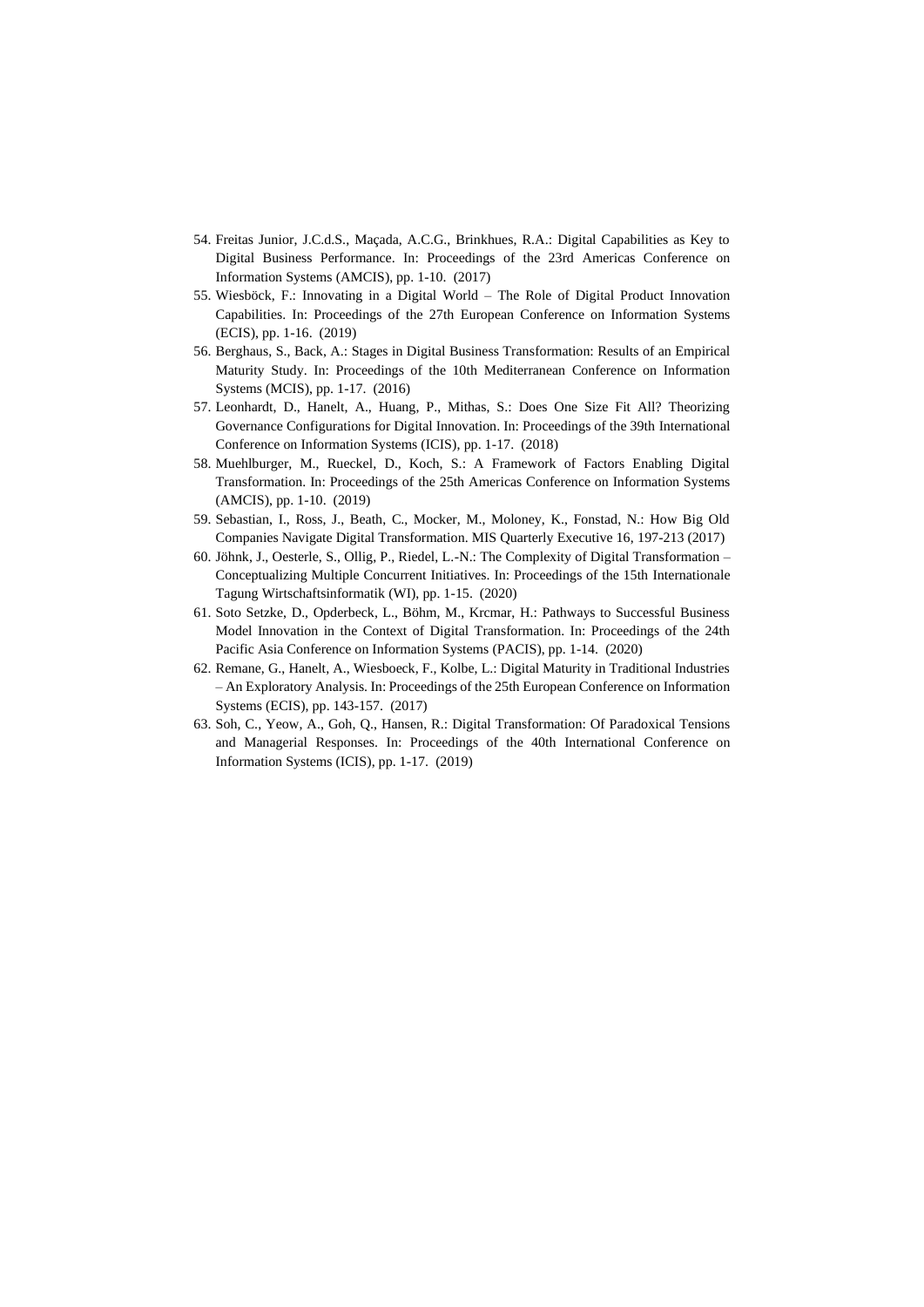54. Freitas Junior, J.C.d.S., Maçada, A.C.G., Brinkhues, R.A.: Digital Capabilities as Key to Digital Business Performance. In: Proceedings of the 23rd Americas Conference on Information Systems (AMCIS), pp. 1-10. (2017)
55. Wiesböck, F.: Innovating in a Digital World – The Role of Digital Product Innovation Capabilities. In: Proceedings of the 27th European Conference on Information Systems (ECIS), pp. 1-16. (2019)
56. Berghaus, S., Back, A.: Stages in Digital Business Transformation: Results of an Empirical Maturity Study. In: Proceedings of the 10th Mediterranean Conference on Information Systems (MCIS), pp. 1-17. (2016)
57. Leonhardt, D., Hanelt, A., Huang, P., Mithas, S.: Does One Size Fit All? Theorizing Governance Configurations for Digital Innovation. In: Proceedings of the 39th International Conference on Information Systems (ICIS), pp. 1-17. (2018)
58. Muehlburger, M., Rueckel, D., Koch, S.: A Framework of Factors Enabling Digital Transformation. In: Proceedings of the 25th Americas Conference on Information Systems (AMCIS), pp. 1-10. (2019)
59. Sebastian, I., Ross, J., Beath, C., Mocker, M., Moloney, K., Fonstad, N.: How Big Old Companies Navigate Digital Transformation. MIS Quarterly Executive 16, 197-213 (2017)
60. Jöhnk, J., Oesterle, S., Ollig, P., Riedel, L.-N.: The Complexity of Digital Transformation – Conceptualizing Multiple Concurrent Initiatives. In: Proceedings of the 15th Internationale Tagung Wirtschaftsinformatik (WI), pp. 1-15. (2020)
61. Soto Setzke, D., Opderbeck, L., Böhm, M., Krcmar, H.: Pathways to Successful Business Model Innovation in the Context of Digital Transformation. In: Proceedings of the 24th Pacific Asia Conference on Information Systems (PACIS), pp. 1-14. (2020)
62. Remane, G., Hanelt, A., Wiesboeck, F., Kolbe, L.: Digital Maturity in Traditional Industries – An Exploratory Analysis. In: Proceedings of the 25th European Conference on Information Systems (ECIS), pp. 143-157. (2017)
63. Soh, C., Yeow, A., Goh, Q., Hansen, R.: Digital Transformation: Of Paradoxical Tensions and Managerial Responses. In: Proceedings of the 40th International Conference on Information Systems (ICIS), pp. 1-17. (2019)